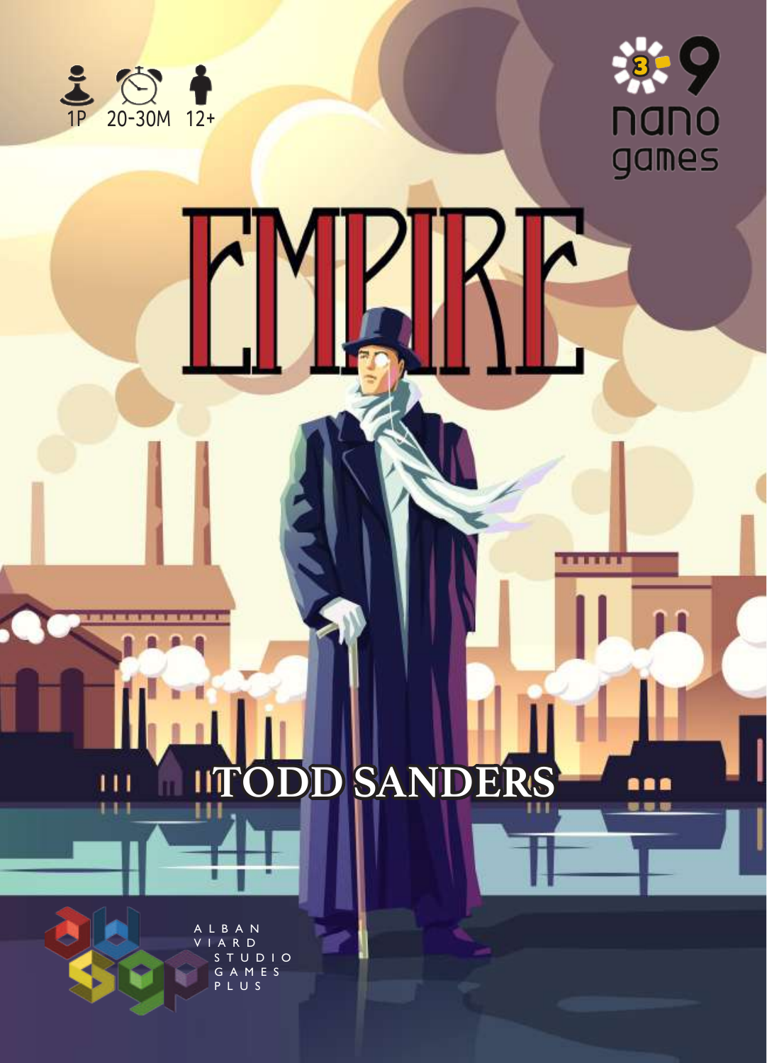1P 20-30M 12+

3-9 nano games

# EMPIRE

TODD SANDERS

ALBAN VIARD STUDIO GAMES PLUS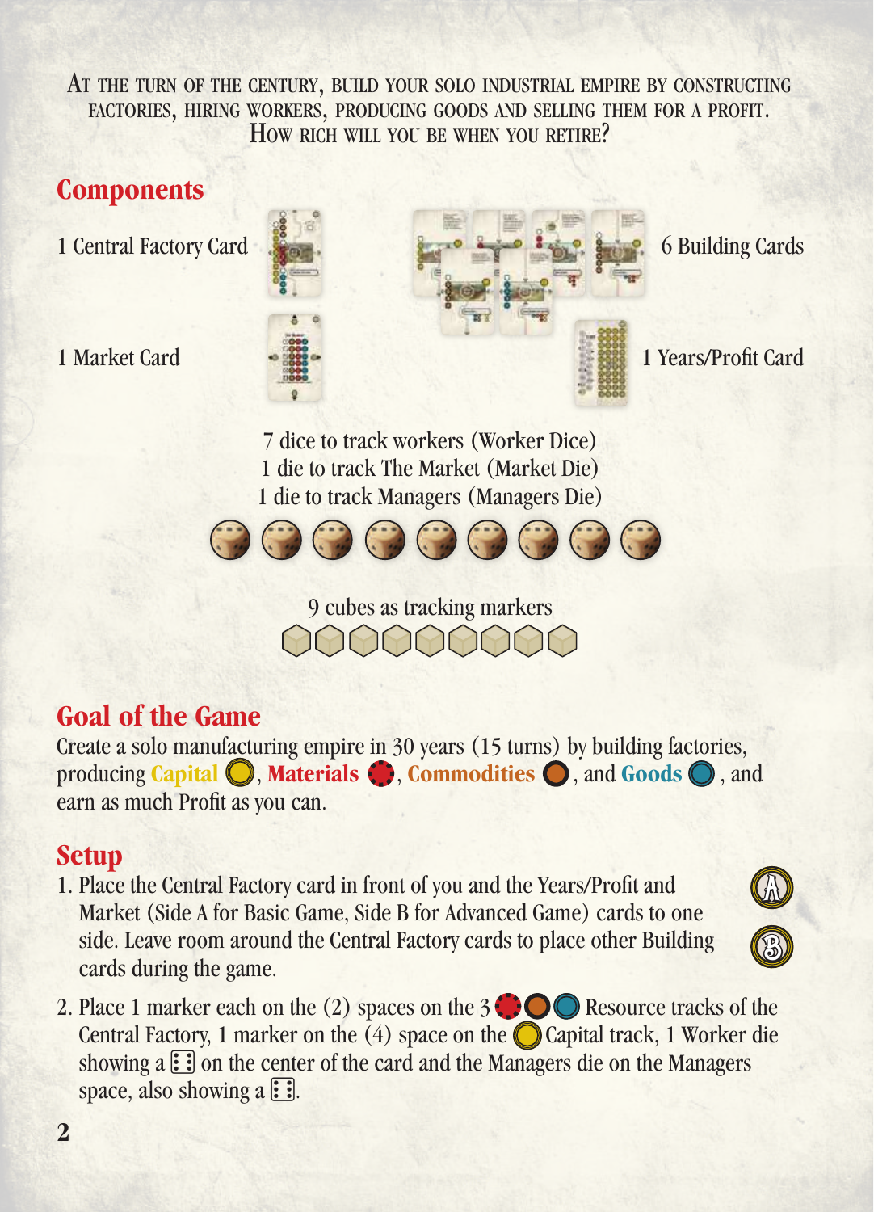AT THE TURN OF THE CENTURY, BUILD YOUR SOLO INDUSTRIAL EMPIRE BY CONSTRUCTING FACTORIES, HIRING WORKERS, PRODUCING GOODS AND SELLING THEM FOR A PROFIT. HOW RICH WILL YOU BE WHEN YOU RETIRE?

## Components

1 Central Factory Card

6 Building Cards

1 Market Card

1 Years/Profit Card

7 dice to track workers (Worker Dice)
1 die to track The Market (Market Die)
1 die to track Managers (Managers Die)

9 cubes as tracking markers

## Goal of the Game

Create a solo manufacturing empire in 30 years (15 turns) by building factories, producing **Capital**, **Materials**, **Commodities**, and **Goods**, and earn as much Profit as you can.

## Setup

1. Place the Central Factory card in front of you and the Years/Profit and Market (Side A for Basic Game, Side B for Advanced Game) cards to one side. Leave room around the Central Factory cards to place other Building cards during the game.
2. Place 1 marker each on the (2) spaces on the 3 Resource tracks of the Central Factory, 1 marker on the (4) space on the Capital track, 1 Worker die showing a ⚅ on the center of the card and the Managers die on the Managers space, also showing a ⚅.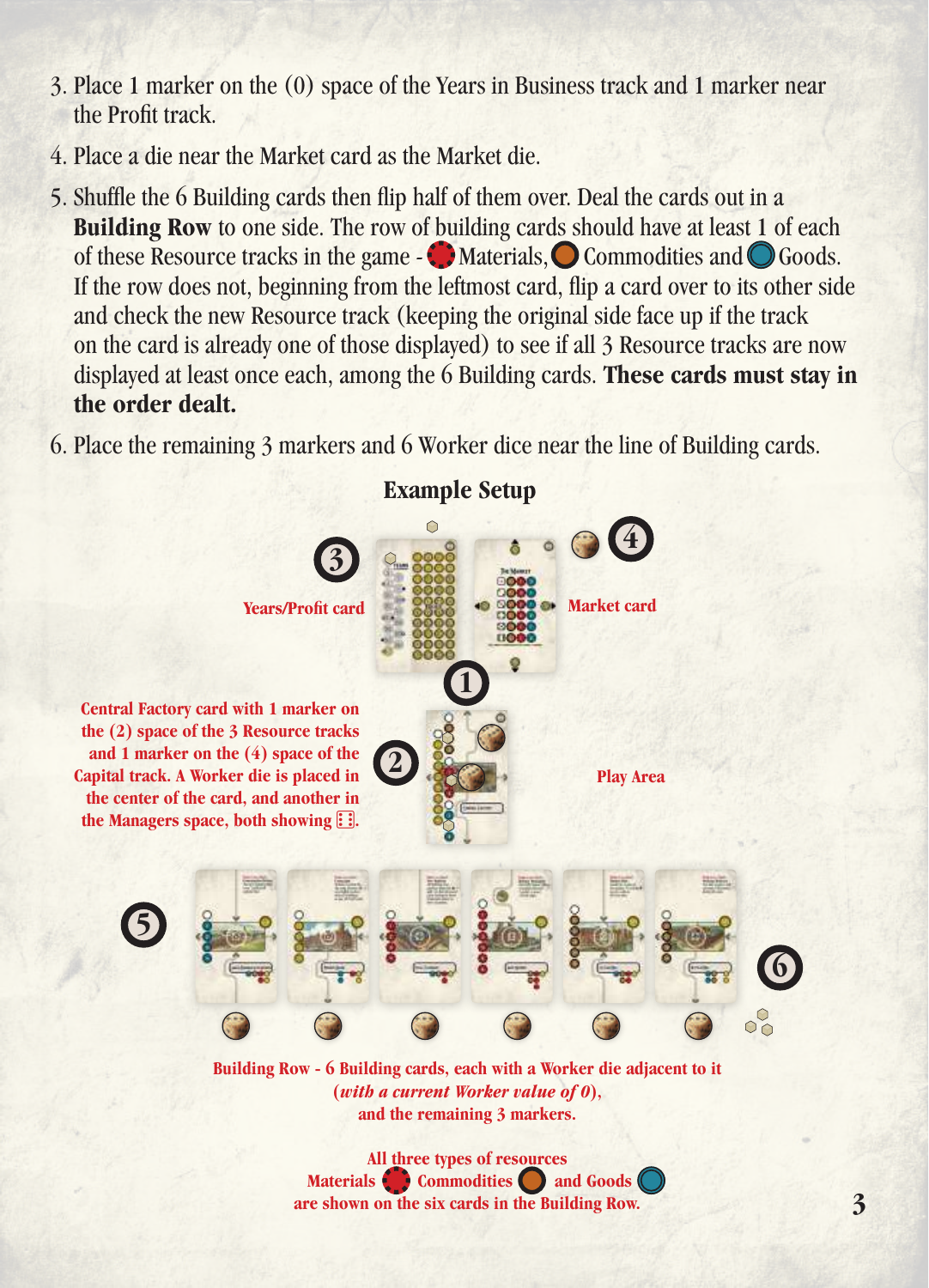3. Place 1 marker on the (0) space of the Years in Business track and 1 marker near the Profit track.
4. Place a die near the Market card as the Market die.
5. Shuffle the 6 Building cards then flip half of them over. Deal the cards out in a **Building Row** to one side. The row of building cards should have at least 1 of each of these Resource tracks in the game - Materials, Commodities and Goods. If the row does not, beginning from the leftmost card, flip a card over to its other side and check the new Resource track (keeping the original side face up if the track on the card is already one of those displayed) to see if all 3 Resource tracks are now displayed at least once each, among the 6 Building cards. **These cards must stay in the order dealt.**
6. Place the remaining 3 markers and 6 Worker dice near the line of Building cards.

## Example Setup

**Years/Profit card**

**Market card**

**Central Factory card with 1 marker on the (2) space of the 3 Resource tracks and 1 marker on the (4) space of the Capital track. A Worker die is placed in the center of the card, and another in the Managers space, both showing ⚅.**

**Play Area**

**Building Row - 6 Building cards, each with a Worker die adjacent to it (*with a current Worker value of 0*), and the remaining 3 markers.**

**All three types of resources Materials Commodities and Goods are shown on the six cards in the Building Row.**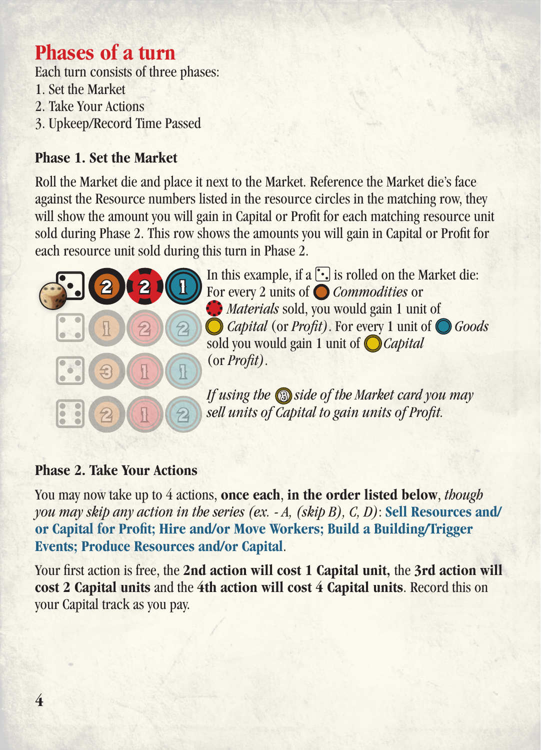# Phases of a turn

Each turn consists of three phases:

1. Set the Market
2. Take Your Actions
3. Upkeep/Record Time Passed

### Phase 1. Set the Market

Roll the Market die and place it next to the Market. Reference the Market die's face against the Resource numbers listed in the resource circles in the matching row, they will show the amount you will gain in Capital or Profit for each matching resource unit sold during Phase 2. This row shows the amounts you will gain in Capital or Profit for each resource unit sold during this turn in Phase 2.

| Die | Commodities | Materials | Goods |
|---|---|---|---|
| 3 | 2 | 2 | 1 |
| 4 | 1 | 2 | 2 |
| 5 | 3 | 1 | 1 |
| 6 | 2 | 1 | 2 |

In this example, if a 3 is rolled on the Market die: For every 2 units of *Commodities* or *Materials* sold, you would gain 1 unit of *Capital* (or *Profit*). For every 1 unit of *Goods* sold you would gain 1 unit of *Capital* (or *Profit*).

*If using the B side of the Market card you may sell units of Capital to gain units of Profit.*

### Phase 2. Take Your Actions

You may now take up to 4 actions, **once each**, **in the order listed below**, *though you may skip any action in the series (ex. - A, (skip B), C, D)*: **Sell Resources and/or Capital for Profit; Hire and/or Move Workers; Build a Building/Trigger Events; Produce Resources and/or Capital**.

Your first action is free, the **2nd action will cost 1 Capital unit,** the **3rd action will cost 2 Capital units** and the **4th action will cost 4 Capital units**. Record this on your Capital track as you pay.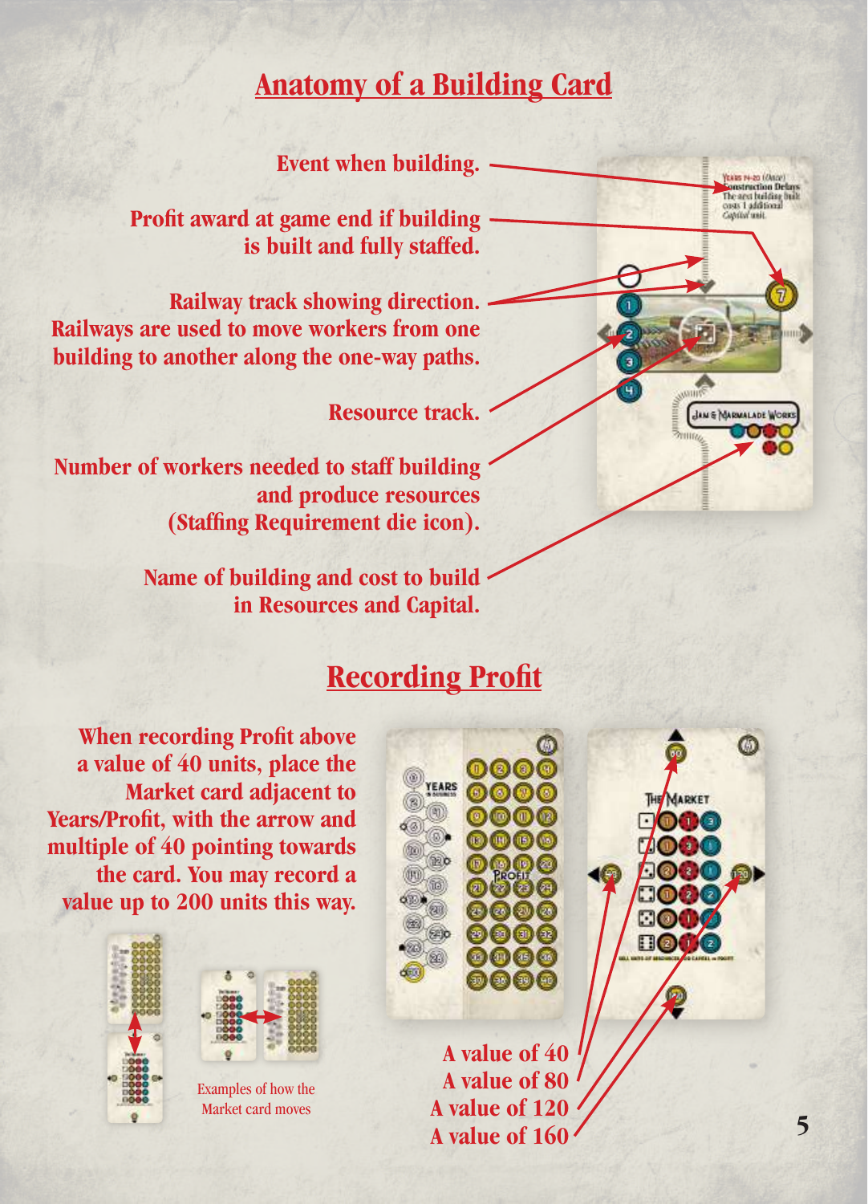## Anatomy of a Building Card

**Event when building.**

**Profit award at game end if building is built and fully staffed.**

**Railway track showing direction. Railways are used to move workers from one building to another along the one-way paths.**

**Resource track.**

**Number of workers needed to staff building and produce resources (Staffing Requirement die icon).**

**Name of building and cost to build in Resources and Capital.**

## Recording Profit

**When recording Profit above a value of 40 units, place the Market card adjacent to Years/Profit, with the arrow and multiple of 40 pointing towards the card. You may record a value up to 200 units this way.**

Examples of how the Market card moves

**A value of 40**
**A value of 80**
**A value of 120**
**A value of 160**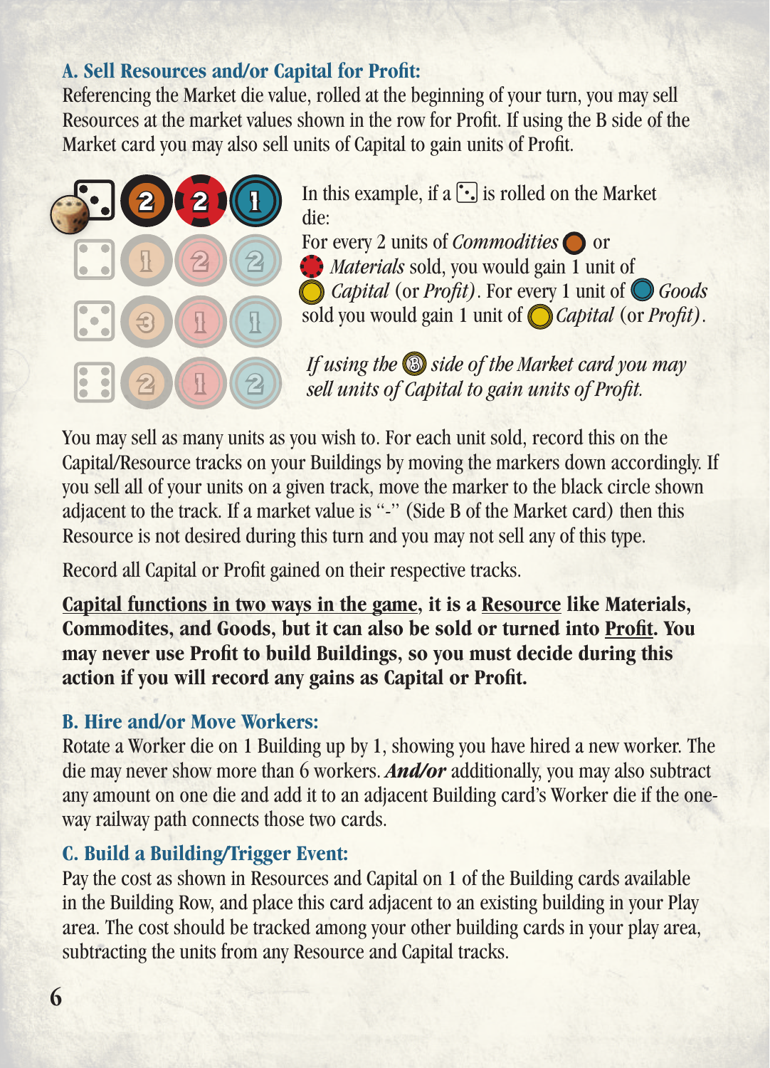### A. Sell Resources and/or Capital for Profit:

Referencing the Market die value, rolled at the beginning of your turn, you may sell Resources at the market values shown in the row for Profit. If using the B side of the Market card you may also sell units of Capital to gain units of Profit.

In this example, if a ⚂ is rolled on the Market die:

For every 2 units of *Commodities* or *Materials* sold, you would gain 1 unit of *Capital* (or *Profit*). For every 1 unit of *Goods* sold you would gain 1 unit of *Capital* (or *Profit*).

*If using the B side of the Market card you may sell units of Capital to gain units of Profit.*

You may sell as many units as you wish to. For each unit sold, record this on the Capital/Resource tracks on your Buildings by moving the markers down accordingly. If you sell all of your units on a given track, move the marker to the black circle shown adjacent to the track. If a market value is "-" (Side B of the Market card) then this Resource is not desired during this turn and you may not sell any of this type.

Record all Capital or Profit gained on their respective tracks.

**Capital functions in two ways in the game, it is a Resource like Materials, Commodites, and Goods, but it can also be sold or turned into Profit. You may never use Profit to build Buildings, so you must decide during this action if you will record any gains as Capital or Profit.**

### B. Hire and/or Move Workers:

Rotate a Worker die on 1 Building up by 1, showing you have hired a new worker. The die may never show more than 6 workers. ***And/or*** additionally, you may also subtract any amount on one die and add it to an adjacent Building card's Worker die if the one-way railway path connects those two cards.

### C. Build a Building/Trigger Event:

Pay the cost as shown in Resources and Capital on 1 of the Building cards available in the Building Row, and place this card adjacent to an existing building in your Play area. The cost should be tracked among your other building cards in your play area, subtracting the units from any Resource and Capital tracks.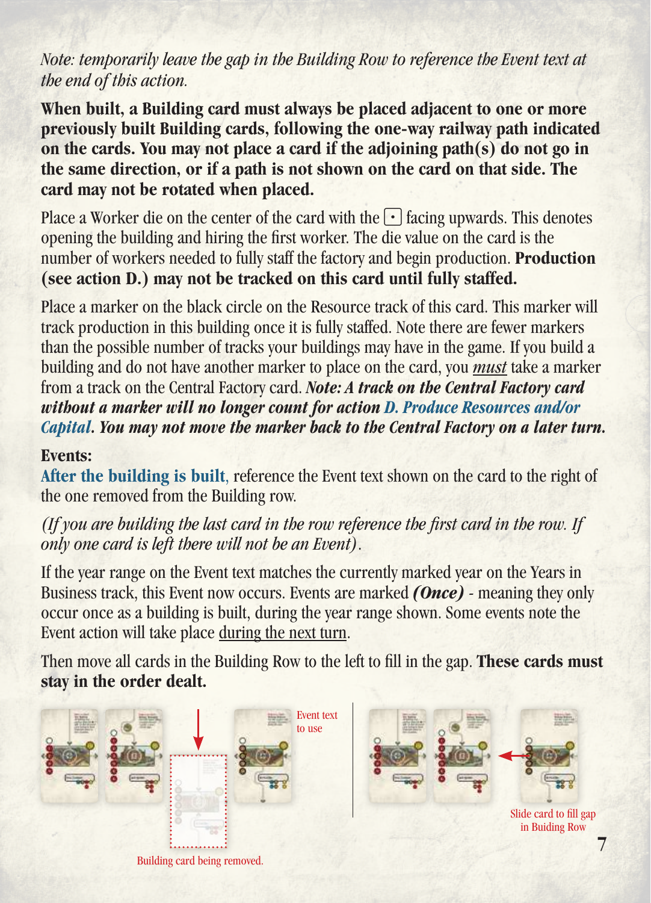*Note: temporarily leave the gap in the Building Row to reference the Event text at the end of this action.*

**When built, a Building card must always be placed adjacent to one or more previously built Building cards, following the one-way railway path indicated on the cards. You may not place a card if the adjoining path(s) do not go in the same direction, or if a path is not shown on the card on that side. The card may not be rotated when placed.**

Place a Worker die on the center of the card with the ⚀ facing upwards. This denotes opening the building and hiring the first worker. The die value on the card is the number of workers needed to fully staff the factory and begin production. **Production (see action D.) may not be tracked on this card until fully staffed.**

Place a marker on the black circle on the Resource track of this card. This marker will track production in this building once it is fully staffed. Note there are fewer markers than the possible number of tracks your buildings may have in the game. If you build a building and do not have another marker to place on the card, you ***must*** take a marker from a track on the Central Factory card. ***Note: A track on the Central Factory card without a marker will no longer count for action D. Produce Resources and/or Capital. You may not move the marker back to the Central Factory on a later turn.***

**Events:**

**After the building is built**, reference the Event text shown on the card to the right of the one removed from the Building row.

*(If you are building the last card in the row reference the first card in the row. If only one card is left there will not be an Event).*

If the year range on the Event text matches the currently marked year on the Years in Business track, this Event now occurs. Events are marked ***(Once)*** - meaning they only occur once as a building is built, during the year range shown. Some events note the Event action will take place during the next turn.

Then move all cards in the Building Row to the left to fill in the gap. **These cards must stay in the order dealt.**

Event text to use

Building card being removed.

Slide card to fill gap in Buiding Row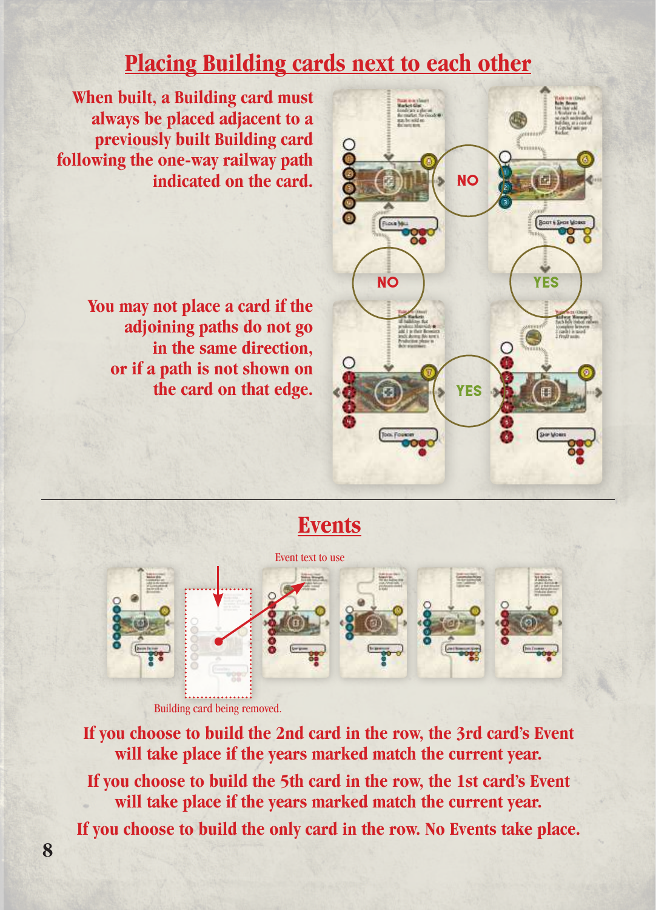## Placing Building cards next to each other

**When built, a Building card must always be placed adjacent to a previously built Building card following the one-way railway path indicated on the card.**

**You may not place a card if the adjoining paths do not go in the same direction, or if a path is not shown on the card on that edge.**

NO

NO

YES

YES

## Events

Event text to use

Building card being removed.

**If you choose to build the 2nd card in the row, the 3rd card's Event will take place if the years marked match the current year.**

**If you choose to build the 5th card in the row, the 1st card's Event will take place if the years marked match the current year.**

**If you choose to build the only card in the row. No Events take place.**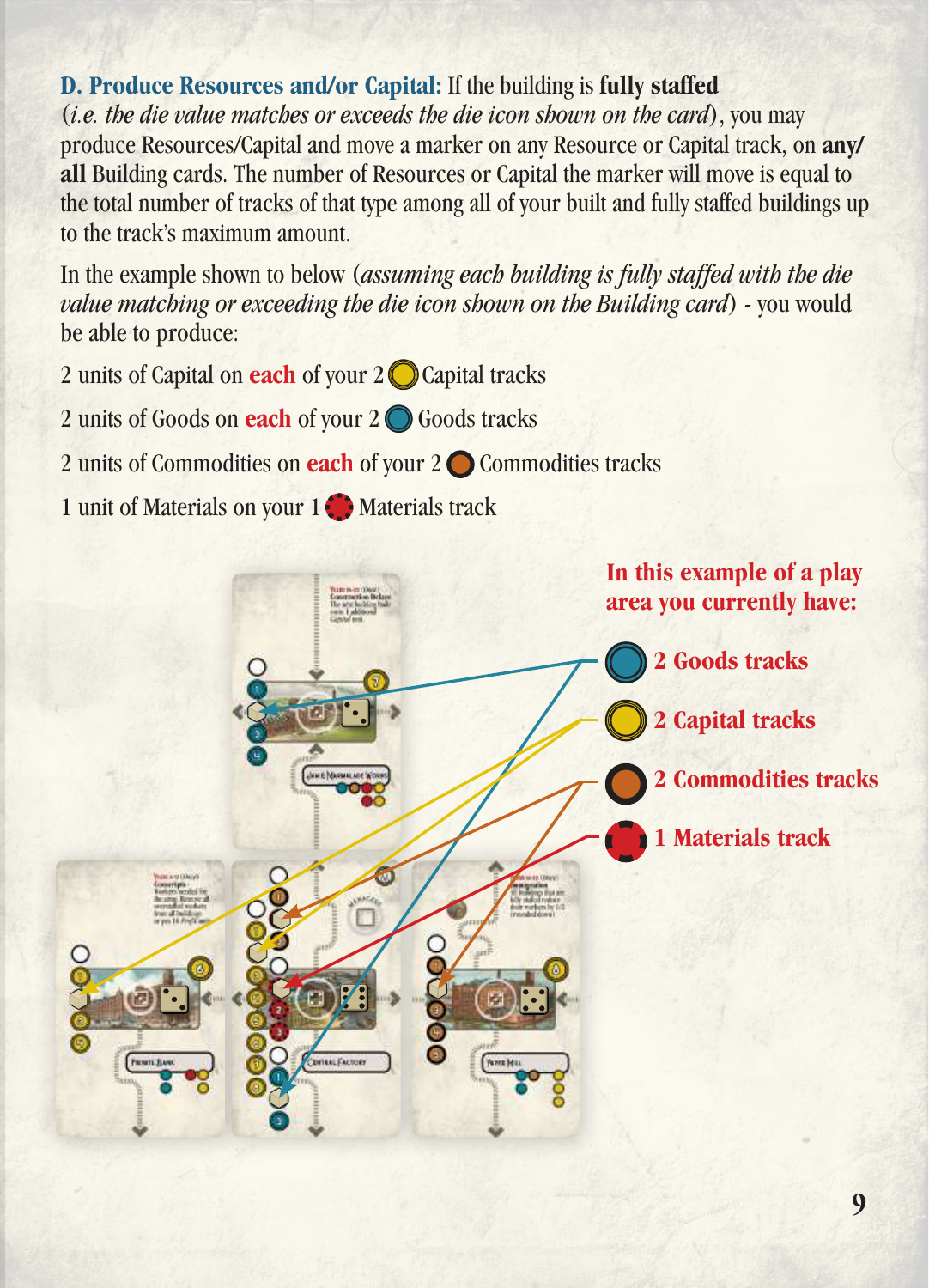**D. Produce Resources and/or Capital:** If the building is **fully staffed** (*i.e. the die value matches or exceeds the die icon shown on the card*), you may produce Resources/Capital and move a marker on any Resource or Capital track, on **any/all** Building cards. The number of Resources or Capital the marker will move is equal to the total number of tracks of that type among all of your built and fully staffed buildings up to the track's maximum amount.

In the example shown to below (*assuming each building is fully staffed with the die value matching or exceeding the die icon shown on the Building card*) - you would be able to produce:

2 units of Capital on **each** of your 2 Capital tracks

2 units of Goods on **each** of your 2 Goods tracks

2 units of Commodities on **each** of your 2 Commodities tracks

1 unit of Materials on your 1 Materials track

**In this example of a play area you currently have:**

**2 Goods tracks**

**2 Capital tracks**

**2 Commodities tracks**

**1 Materials track**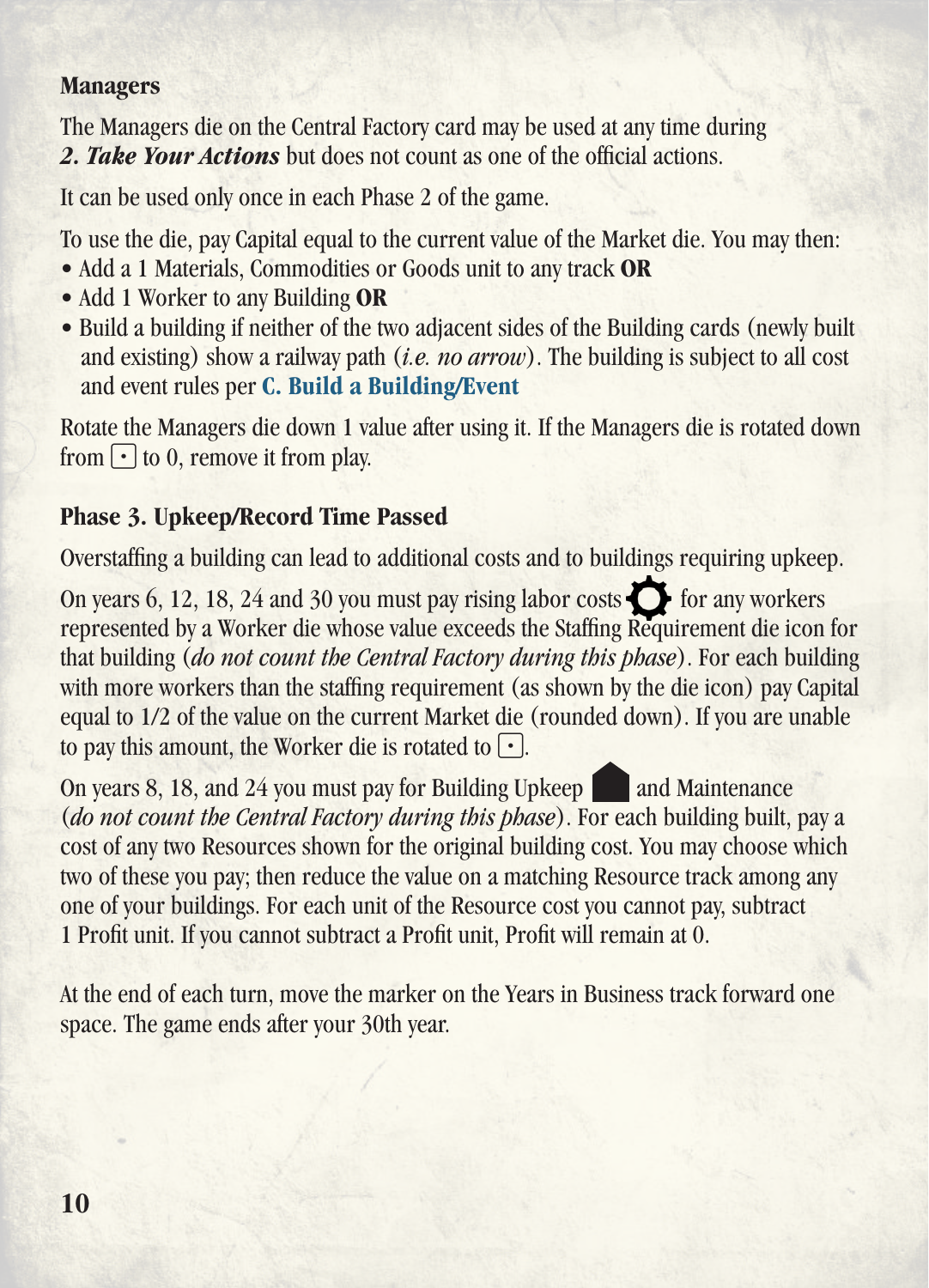### Managers

The Managers die on the Central Factory card may be used at any time during ***2. Take Your Actions*** but does not count as one of the official actions.

It can be used only once in each Phase 2 of the game.

To use the die, pay Capital equal to the current value of the Market die. You may then:

- Add a 1 Materials, Commodities or Goods unit to any track **OR**
- Add 1 Worker to any Building **OR**
- Build a building if neither of the two adjacent sides of the Building cards (newly built and existing) show a railway path (*i.e. no arrow*). The building is subject to all cost and event rules per **C. Build a Building/Event**

Rotate the Managers die down 1 value after using it. If the Managers die is rotated down from ⚀ to 0, remove it from play.

### Phase 3. Upkeep/Record Time Passed

Overstaffing a building can lead to additional costs and to buildings requiring upkeep.

On years 6, 12, 18, 24 and 30 you must pay rising labor costs for any workers represented by a Worker die whose value exceeds the Staffing Requirement die icon for that building (*do not count the Central Factory during this phase*). For each building with more workers than the staffing requirement (as shown by the die icon) pay Capital equal to 1/2 of the value on the current Market die (rounded down). If you are unable to pay this amount, the Worker die is rotated to ⚀.

On years 8, 18, and 24 you must pay for Building Upkeep and Maintenance (*do not count the Central Factory during this phase*). For each building built, pay a cost of any two Resources shown for the original building cost. You may choose which two of these you pay; then reduce the value on a matching Resource track among any one of your buildings. For each unit of the Resource cost you cannot pay, subtract 1 Profit unit. If you cannot subtract a Profit unit, Profit will remain at 0.

At the end of each turn, move the marker on the Years in Business track forward one space. The game ends after your 30th year.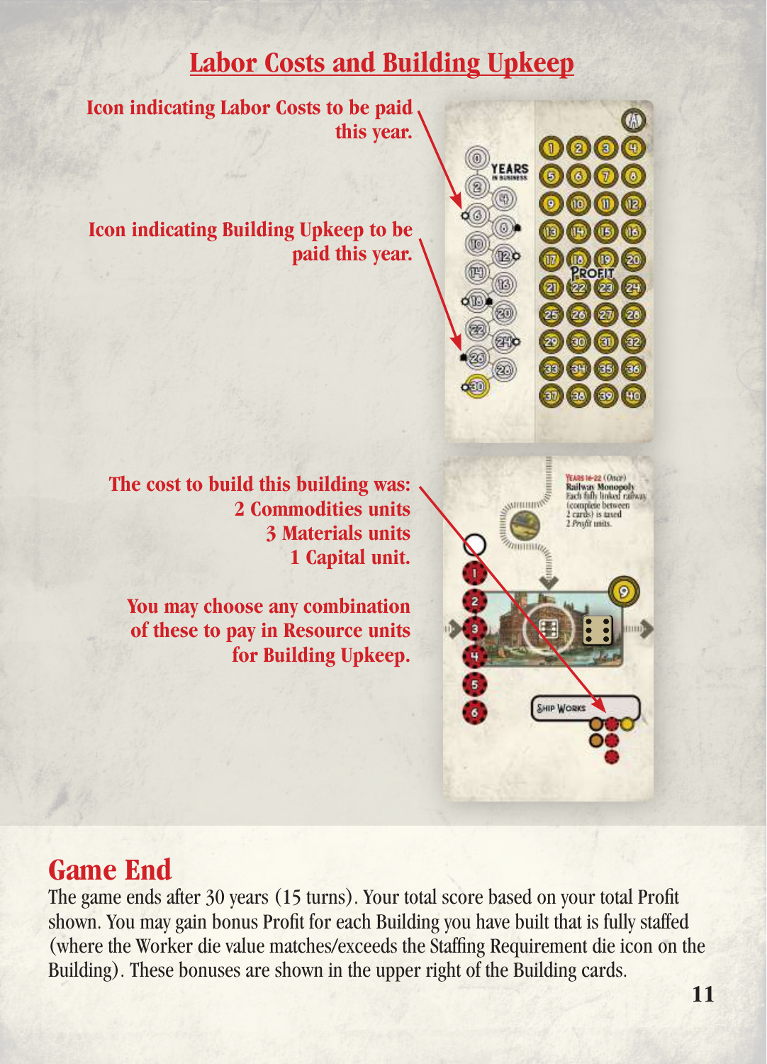## Labor Costs and Building Upkeep

**Icon indicating Labor Costs to be paid this year.**

**Icon indicating Building Upkeep to be paid this year.**

**The cost to build this building was:**
**2 Commodities units**
**3 Materials units**
**1 Capital unit.**

**You may choose any combination of these to pay in Resource units for Building Upkeep.**

# Game End

The game ends after 30 years (15 turns). Your total score based on your total Profit shown. You may gain bonus Profit for each Building you have built that is fully staffed (where the Worker die value matches/exceeds the Staffing Requirement die icon on the Building). These bonuses are shown in the upper right of the Building cards.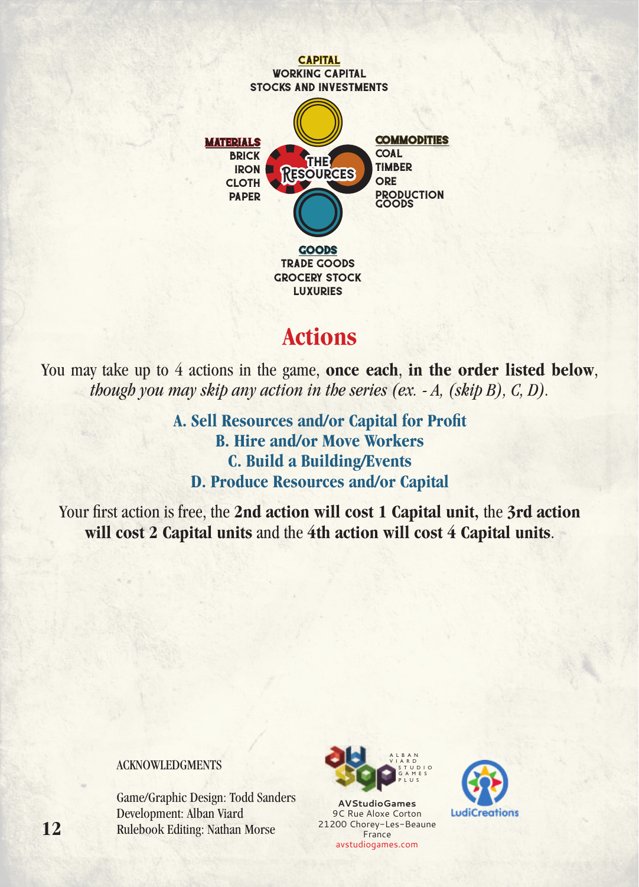**CAPITAL**
WORKING CAPITAL
STOCKS AND INVESTMENTS

**MATERIALS**
BRICK
IRON
CLOTH
PAPER

THE RESOURCES

**COMMODITIES**
COAL
TIMBER
ORE
PRODUCTION GOODS

**GOODS**
TRADE GOODS
GROCERY STOCK
LUXURIES

# Actions

You may take up to 4 actions in the game, **once each**, **in the order listed below**, *though you may skip any action in the series (ex. - A, (skip B), C, D).*

**A. Sell Resources and/or Capital for Profit**
**B. Hire and/or Move Workers**
**C. Build a Building/Events**
**D. Produce Resources and/or Capital**

Your first action is free, the **2nd action will cost 1 Capital unit**, the **3rd action will cost 2 Capital units** and the **4th action will cost 4 Capital units**.

ACKNOWLEDGMENTS

Game/Graphic Design: Todd Sanders
Development: Alban Viard
Rulebook Editing: Nathan Morse

ALBAN VIARD STUDIO GAMES PLUS

AVStudioGames
9C Rue Aloxe Corton
21200 Chorey-Les-Beaune
France
avstudiogames.com

LudiCreations